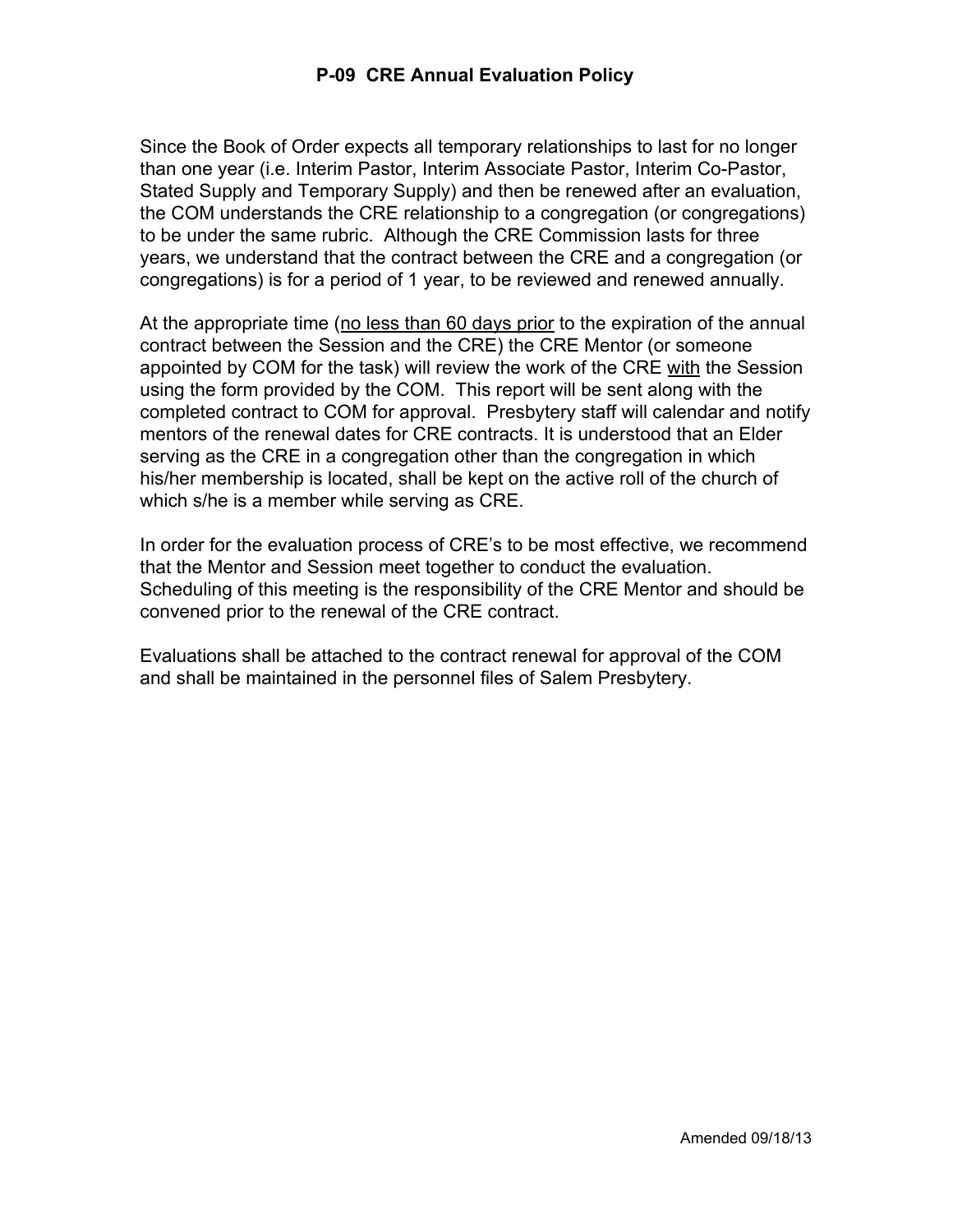# P-09 CRE Annual Evaluation Policy

Since the Book of Order expects all temporary relationships to last for no longer than one year (i.e. Interim Pastor, Interim Associate Pastor, Interim Co-Pastor, Stated Supply and Temporary Supply) and then be renewed after an evaluation, the COM understands the CRE relationship to a congregation (or congregations) to be under the same rubric. Although the CRE Commission lasts for three years, we understand that the contract between the CRE and a congregation (or congregations) is for a period of 1 year, to be reviewed and renewed annually.

At the appropriate time (<u>no less than 60 days prior</u> to the expiration of the annual contract between the Session and the CRE) the CRE Mentor (or someone appointed by COM for the task) will review the work of the CRE <u>with</u> the Session using the form provided by the COM. This report will be sent along with the completed contract to COM for approval. Presbytery staff will calendar and notify mentors of the renewal dates for CRE contracts. It is understood that an Elder serving as the CRE in a congregation other than the congregation in which his/her membership is located, shall be kept on the active roll of the church of which s/he is a member while serving as CRE.

In order for the evaluation process of CRE's to be most effective, we recommend that the Mentor and Session meet together to conduct the evaluation. Scheduling of this meeting is the responsibility of the CRE Mentor and should be convened prior to the renewal of the CRE contract.

Evaluations shall be attached to the contract renewal for approval of the COM and shall be maintained in the personnel files of Salem Presbytery.

Amended 09/18/13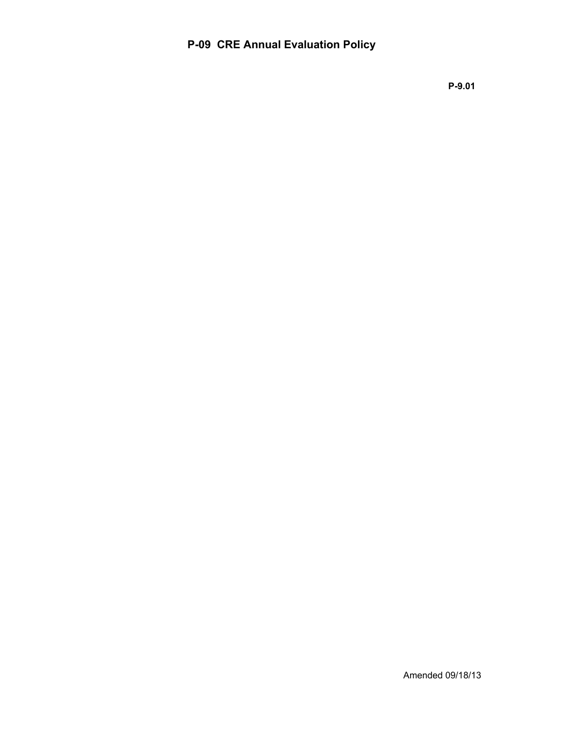# P-09 CRE Annual Evaluation Policy

**P-9.01**

Amended 09/18/13